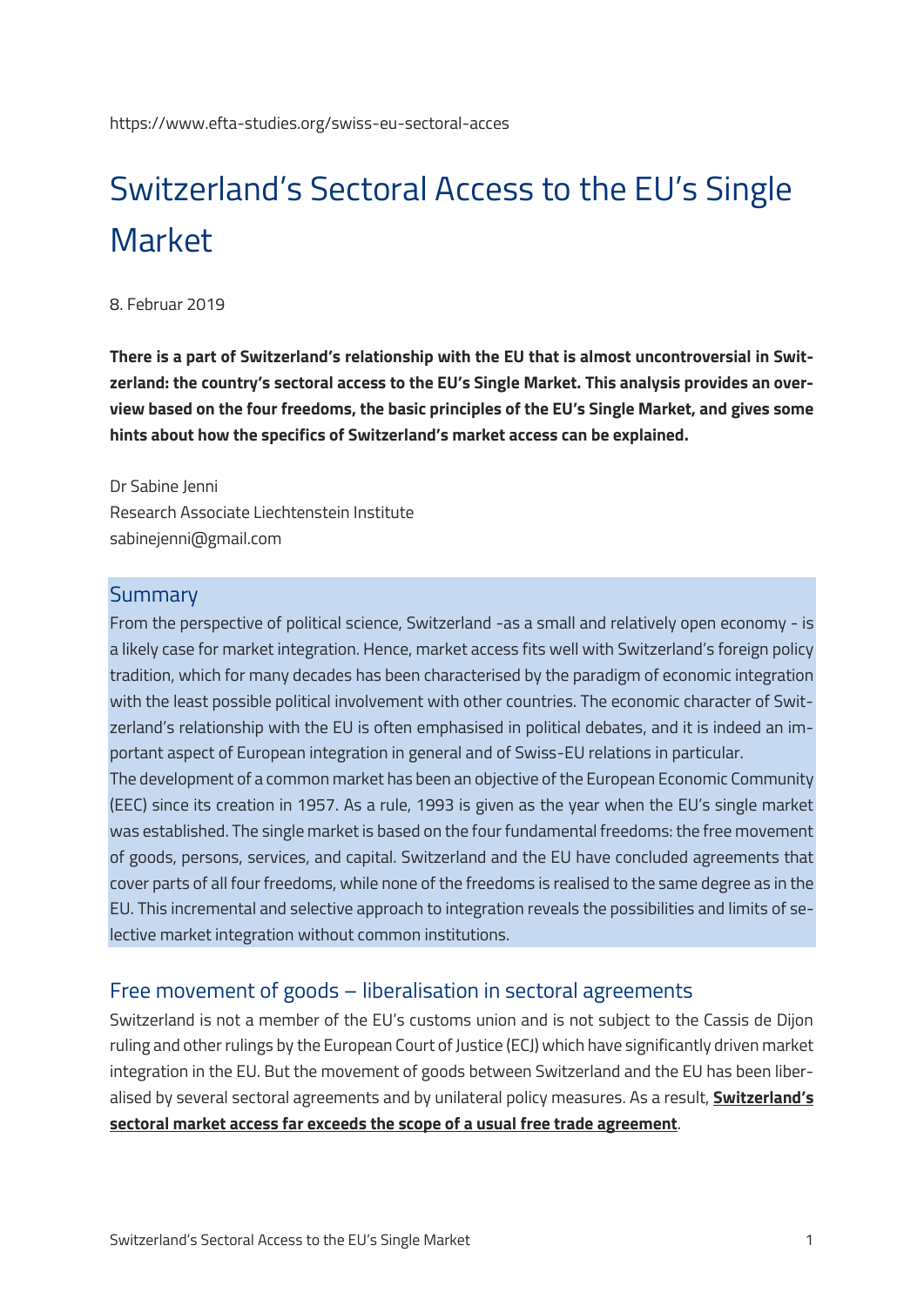https://www.efta-studies.org/swiss-eu-sectoral-acces

# Switzerland's Sectoral Access to the EU's Single Market

8. Februar 2019

**There is a part of Switzerland's relationship with the EU that is almost uncontroversial in Switzerland: the country's sectoral access to the EU's Single Market. This analysis provides an overview based on the four freedoms, the basic principles of the EU's Single Market, and gives some hints about how the specifics of Switzerland's market access can be explained.**

Dr Sabine Jenni
Research Associate Liechtenstein Institute
sabinejenni@gmail.com

## Summary

From the perspective of political science, Switzerland -as a small and relatively open economy - is a likely case for market integration. Hence, market access fits well with Switzerland's foreign policy tradition, which for many decades has been characterised by the paradigm of economic integration with the least possible political involvement with other countries. The economic character of Switzerland's relationship with the EU is often emphasised in political debates, and it is indeed an important aspect of European integration in general and of Swiss-EU relations in particular.

The development of a common market has been an objective of the European Economic Community (EEC) since its creation in 1957. As a rule, 1993 is given as the year when the EU's single market was established. The single market is based on the four fundamental freedoms: the free movement of goods, persons, services, and capital. Switzerland and the EU have concluded agreements that cover parts of all four freedoms, while none of the freedoms is realised to the same degree as in the EU. This incremental and selective approach to integration reveals the possibilities and limits of selective market integration without common institutions.

## Free movement of goods – liberalisation in sectoral agreements

Switzerland is not a member of the EU's customs union and is not subject to the Cassis de Dijon ruling and other rulings by the European Court of Justice (ECJ) which have significantly driven market integration in the EU. But the movement of goods between Switzerland and the EU has been liberalised by several sectoral agreements and by unilateral policy measures. As a result, **Switzerland's sectoral market access far exceeds the scope of a usual free trade agreement**.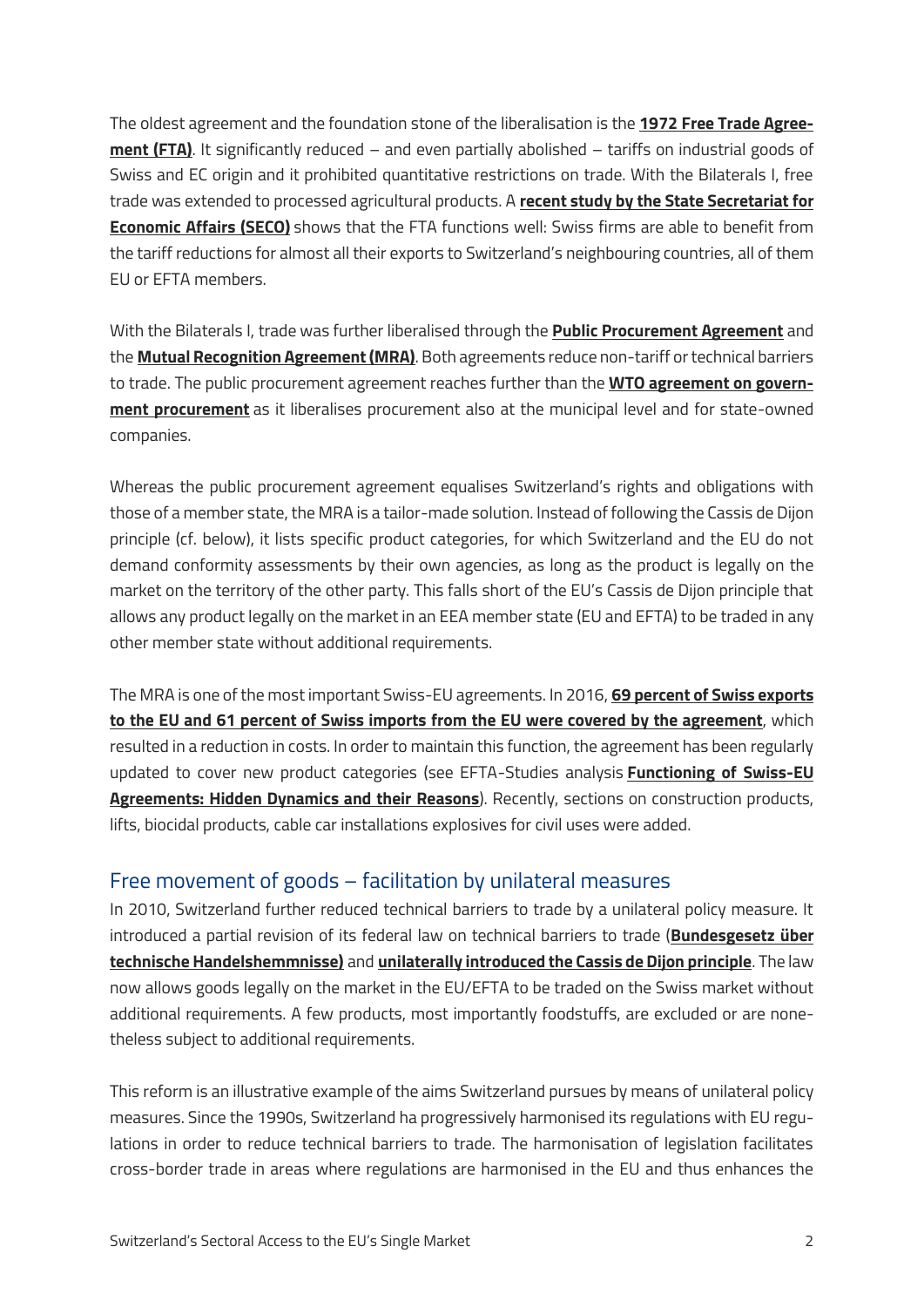The oldest agreement and the foundation stone of the liberalisation is the **1972 Free Trade Agreement (FTA)**. It significantly reduced – and even partially abolished – tariffs on industrial goods of Swiss and EC origin and it prohibited quantitative restrictions on trade. With the Bilaterals I, free trade was extended to processed agricultural products. A **recent study by the State Secretariat for Economic Affairs (SECO)** shows that the FTA functions well: Swiss firms are able to benefit from the tariff reductions for almost all their exports to Switzerland's neighbouring countries, all of them EU or EFTA members.

With the Bilaterals I, trade was further liberalised through the **Public Procurement Agreement** and the **Mutual Recognition Agreement (MRA)**. Both agreements reduce non-tariff or technical barriers to trade. The public procurement agreement reaches further than the **WTO agreement on government procurement** as it liberalises procurement also at the municipal level and for state-owned companies.

Whereas the public procurement agreement equalises Switzerland's rights and obligations with those of a member state, the MRA is a tailor-made solution. Instead of following the Cassis de Dijon principle (cf. below), it lists specific product categories, for which Switzerland and the EU do not demand conformity assessments by their own agencies, as long as the product is legally on the market on the territory of the other party. This falls short of the EU's Cassis de Dijon principle that allows any product legally on the market in an EEA member state (EU and EFTA) to be traded in any other member state without additional requirements.

The MRA is one of the most important Swiss-EU agreements. In 2016, **69 percent of Swiss exports to the EU and 61 percent of Swiss imports from the EU were covered by the agreement**, which resulted in a reduction in costs. In order to maintain this function, the agreement has been regularly updated to cover new product categories (see EFTA-Studies analysis **Functioning of Swiss-EU Agreements: Hidden Dynamics and their Reasons**). Recently, sections on construction products, lifts, biocidal products, cable car installations explosives for civil uses were added.

## Free movement of goods – facilitation by unilateral measures

In 2010, Switzerland further reduced technical barriers to trade by a unilateral policy measure. It introduced a partial revision of its federal law on technical barriers to trade (**Bundesgesetz über technische Handelshemmnisse)** and **unilaterally introduced the Cassis de Dijon principle**. The law now allows goods legally on the market in the EU/EFTA to be traded on the Swiss market without additional requirements. A few products, most importantly foodstuffs, are excluded or are nonetheless subject to additional requirements.

This reform is an illustrative example of the aims Switzerland pursues by means of unilateral policy measures. Since the 1990s, Switzerland ha progressively harmonised its regulations with EU regulations in order to reduce technical barriers to trade. The harmonisation of legislation facilitates cross-border trade in areas where regulations are harmonised in the EU and thus enhances the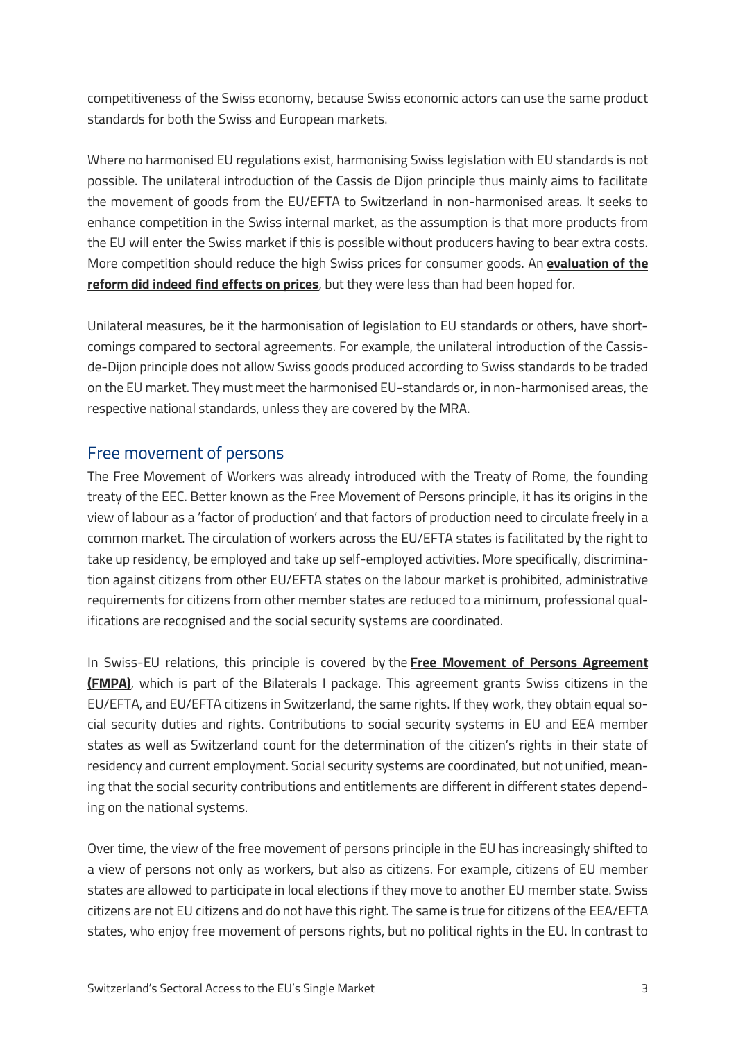competitiveness of the Swiss economy, because Swiss economic actors can use the same product standards for both the Swiss and European markets.

Where no harmonised EU regulations exist, harmonising Swiss legislation with EU standards is not possible. The unilateral introduction of the Cassis de Dijon principle thus mainly aims to facilitate the movement of goods from the EU/EFTA to Switzerland in non-harmonised areas. It seeks to enhance competition in the Swiss internal market, as the assumption is that more products from the EU will enter the Swiss market if this is possible without producers having to bear extra costs. More competition should reduce the high Swiss prices for consumer goods. An **evaluation of the reform did indeed find effects on prices**, but they were less than had been hoped for.

Unilateral measures, be it the harmonisation of legislation to EU standards or others, have shortcomings compared to sectoral agreements. For example, the unilateral introduction of the Cassis-de-Dijon principle does not allow Swiss goods produced according to Swiss standards to be traded on the EU market. They must meet the harmonised EU-standards or, in non-harmonised areas, the respective national standards, unless they are covered by the MRA.

## Free movement of persons

The Free Movement of Workers was already introduced with the Treaty of Rome, the founding treaty of the EEC. Better known as the Free Movement of Persons principle, it has its origins in the view of labour as a 'factor of production' and that factors of production need to circulate freely in a common market. The circulation of workers across the EU/EFTA states is facilitated by the right to take up residency, be employed and take up self-employed activities. More specifically, discrimination against citizens from other EU/EFTA states on the labour market is prohibited, administrative requirements for citizens from other member states are reduced to a minimum, professional qualifications are recognised and the social security systems are coordinated.

In Swiss-EU relations, this principle is covered by the **Free Movement of Persons Agreement (FMPA)**, which is part of the Bilaterals I package. This agreement grants Swiss citizens in the EU/EFTA, and EU/EFTA citizens in Switzerland, the same rights. If they work, they obtain equal social security duties and rights. Contributions to social security systems in EU and EEA member states as well as Switzerland count for the determination of the citizen's rights in their state of residency and current employment. Social security systems are coordinated, but not unified, meaning that the social security contributions and entitlements are different in different states depending on the national systems.

Over time, the view of the free movement of persons principle in the EU has increasingly shifted to a view of persons not only as workers, but also as citizens. For example, citizens of EU member states are allowed to participate in local elections if they move to another EU member state. Swiss citizens are not EU citizens and do not have this right. The same is true for citizens of the EEA/EFTA states, who enjoy free movement of persons rights, but no political rights in the EU. In contrast to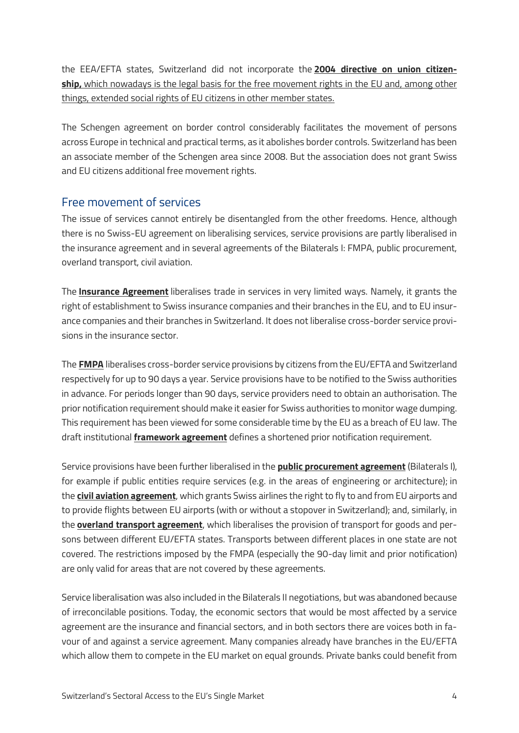the EEA/EFTA states, Switzerland did not incorporate the **2004 directive on union citizenship,** which nowadays is the legal basis for the free movement rights in the EU and, among other things, extended social rights of EU citizens in other member states.

The Schengen agreement on border control considerably facilitates the movement of persons across Europe in technical and practical terms, as it abolishes border controls. Switzerland has been an associate member of the Schengen area since 2008. But the association does not grant Swiss and EU citizens additional free movement rights.

## Free movement of services

The issue of services cannot entirely be disentangled from the other freedoms. Hence, although there is no Swiss-EU agreement on liberalising services, service provisions are partly liberalised in the insurance agreement and in several agreements of the Bilaterals I: FMPA, public procurement, overland transport, civil aviation.

The **Insurance Agreement** liberalises trade in services in very limited ways. Namely, it grants the right of establishment to Swiss insurance companies and their branches in the EU, and to EU insurance companies and their branches in Switzerland. It does not liberalise cross-border service provisions in the insurance sector.

The **FMPA** liberalises cross-border service provisions by citizens from the EU/EFTA and Switzerland respectively for up to 90 days a year. Service provisions have to be notified to the Swiss authorities in advance. For periods longer than 90 days, service providers need to obtain an authorisation. The prior notification requirement should make it easier for Swiss authorities to monitor wage dumping. This requirement has been viewed for some considerable time by the EU as a breach of EU law. The draft institutional **framework agreement** defines a shortened prior notification requirement.

Service provisions have been further liberalised in the **public procurement agreement** (Bilaterals I), for example if public entities require services (e.g. in the areas of engineering or architecture); in the **civil aviation agreement**, which grants Swiss airlines the right to fly to and from EU airports and to provide flights between EU airports (with or without a stopover in Switzerland); and, similarly, in the **overland transport agreement**, which liberalises the provision of transport for goods and persons between different EU/EFTA states. Transports between different places in one state are not covered. The restrictions imposed by the FMPA (especially the 90-day limit and prior notification) are only valid for areas that are not covered by these agreements.

Service liberalisation was also included in the Bilaterals II negotiations, but was abandoned because of irreconcilable positions. Today, the economic sectors that would be most affected by a service agreement are the insurance and financial sectors, and in both sectors there are voices both in favour of and against a service agreement. Many companies already have branches in the EU/EFTA which allow them to compete in the EU market on equal grounds. Private banks could benefit from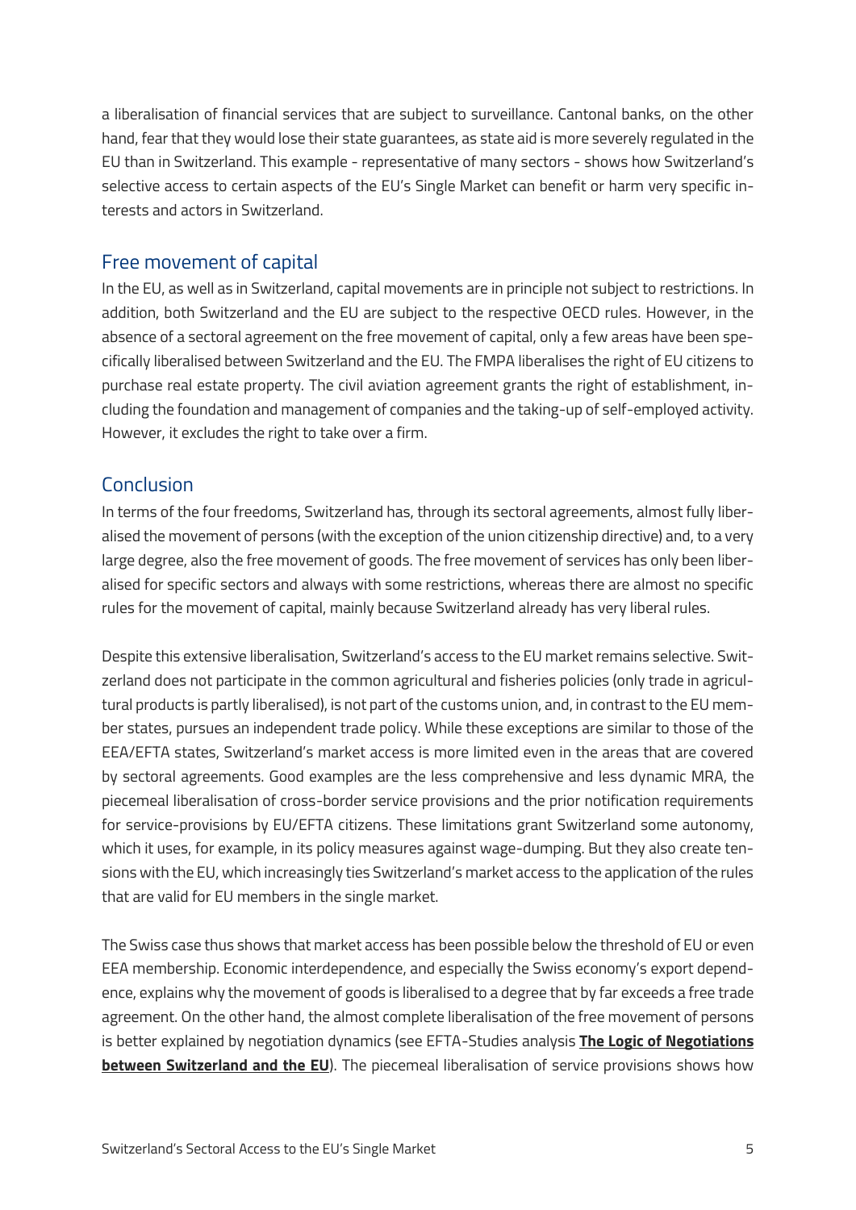a liberalisation of financial services that are subject to surveillance. Cantonal banks, on the other hand, fear that they would lose their state guarantees, as state aid is more severely regulated in the EU than in Switzerland. This example - representative of many sectors - shows how Switzerland's selective access to certain aspects of the EU's Single Market can benefit or harm very specific interests and actors in Switzerland.

## Free movement of capital

In the EU, as well as in Switzerland, capital movements are in principle not subject to restrictions. In addition, both Switzerland and the EU are subject to the respective OECD rules. However, in the absence of a sectoral agreement on the free movement of capital, only a few areas have been specifically liberalised between Switzerland and the EU. The FMPA liberalises the right of EU citizens to purchase real estate property. The civil aviation agreement grants the right of establishment, including the foundation and management of companies and the taking-up of self-employed activity. However, it excludes the right to take over a firm.

## Conclusion

In terms of the four freedoms, Switzerland has, through its sectoral agreements, almost fully liberalised the movement of persons (with the exception of the union citizenship directive) and, to a very large degree, also the free movement of goods. The free movement of services has only been liberalised for specific sectors and always with some restrictions, whereas there are almost no specific rules for the movement of capital, mainly because Switzerland already has very liberal rules.

Despite this extensive liberalisation, Switzerland's access to the EU market remains selective. Switzerland does not participate in the common agricultural and fisheries policies (only trade in agricultural products is partly liberalised), is not part of the customs union, and, in contrast to the EU member states, pursues an independent trade policy. While these exceptions are similar to those of the EEA/EFTA states, Switzerland's market access is more limited even in the areas that are covered by sectoral agreements. Good examples are the less comprehensive and less dynamic MRA, the piecemeal liberalisation of cross-border service provisions and the prior notification requirements for service-provisions by EU/EFTA citizens. These limitations grant Switzerland some autonomy, which it uses, for example, in its policy measures against wage-dumping. But they also create tensions with the EU, which increasingly ties Switzerland's market access to the application of the rules that are valid for EU members in the single market.

The Swiss case thus shows that market access has been possible below the threshold of EU or even EEA membership. Economic interdependence, and especially the Swiss economy's export dependence, explains why the movement of goods is liberalised to a degree that by far exceeds a free trade agreement. On the other hand, the almost complete liberalisation of the free movement of persons is better explained by negotiation dynamics (see EFTA-Studies analysis **The Logic of Negotiations between Switzerland and the EU**). The piecemeal liberalisation of service provisions shows how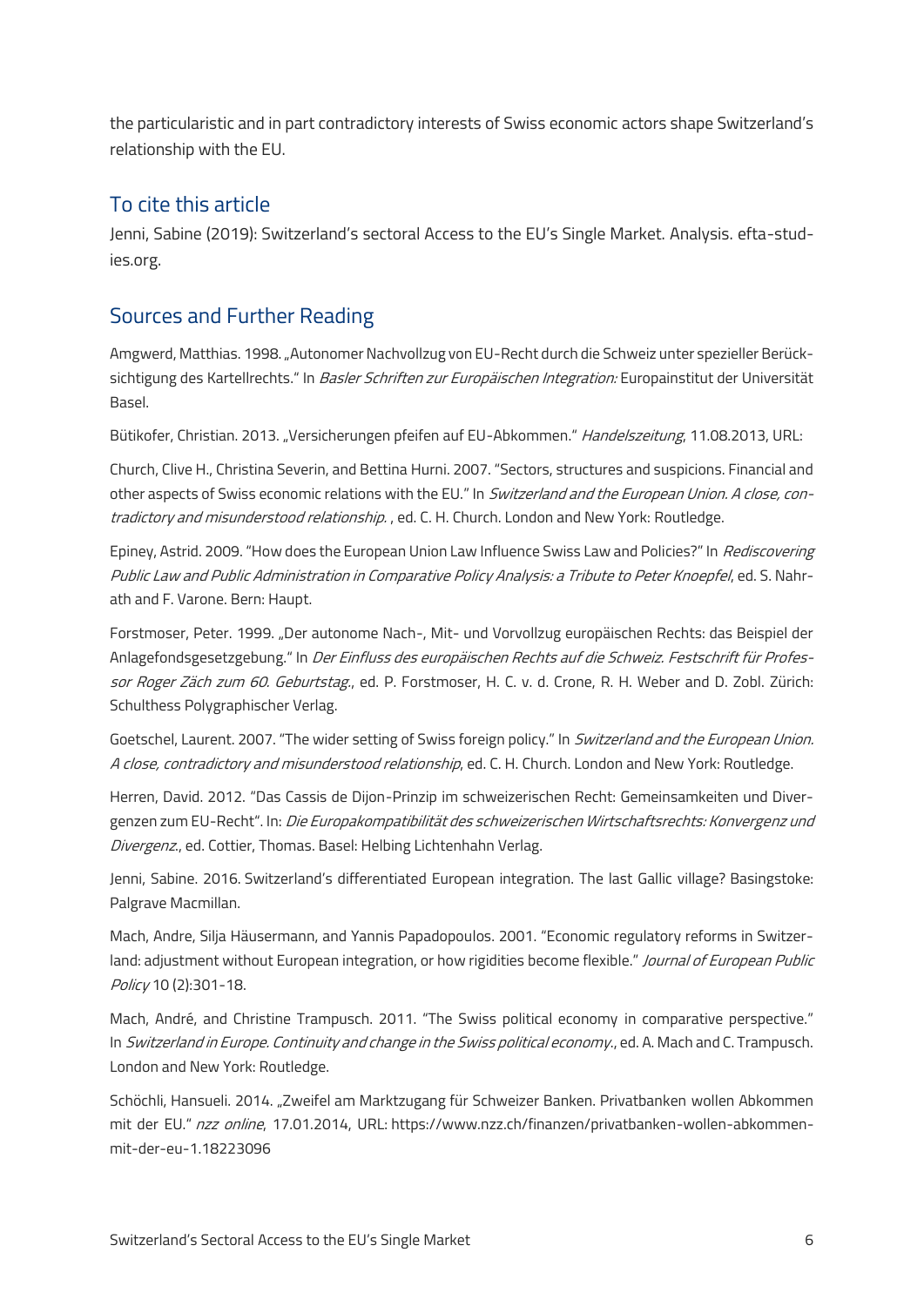the particularistic and in part contradictory interests of Swiss economic actors shape Switzerland's relationship with the EU.

## To cite this article

Jenni, Sabine (2019): Switzerland's sectoral Access to the EU's Single Market. Analysis. efta-studies.org.

## Sources and Further Reading

Amgwerd, Matthias. 1998. „Autonomer Nachvollzug von EU-Recht durch die Schweiz unter spezieller Berücksichtigung des Kartellrechts." In *Basler Schriften zur Europäischen Integration:* Europainstitut der Universität Basel.

Bütikofer, Christian. 2013. „Versicherungen pfeifen auf EU-Abkommen." *Handelszeitung*, 11.08.2013, URL:

Church, Clive H., Christina Severin, and Bettina Hurni. 2007. "Sectors, structures and suspicions. Financial and other aspects of Swiss economic relations with the EU." In *Switzerland and the European Union. A close, contradictory and misunderstood relationship.* , ed. C. H. Church. London and New York: Routledge.

Epiney, Astrid. 2009. "How does the European Union Law Influence Swiss Law and Policies?" In *Rediscovering Public Law and Public Administration in Comparative Policy Analysis: a Tribute to Peter Knoepfel*, ed. S. Nahrath and F. Varone. Bern: Haupt.

Forstmoser, Peter. 1999. „Der autonome Nach-, Mit- und Vorvollzug europäischen Rechts: das Beispiel der Anlagefondsgesetzgebung." In *Der Einfluss des europäischen Rechts auf die Schweiz. Festschrift für Professor Roger Zäch zum 60. Geburtstag.*, ed. P. Forstmoser, H. C. v. d. Crone, R. H. Weber and D. Zobl. Zürich: Schulthess Polygraphischer Verlag.

Goetschel, Laurent. 2007. "The wider setting of Swiss foreign policy." In *Switzerland and the European Union. A close, contradictory and misunderstood relationship*, ed. C. H. Church. London and New York: Routledge.

Herren, David. 2012. "Das Cassis de Dijon-Prinzip im schweizerischen Recht: Gemeinsamkeiten und Divergenzen zum EU-Recht". In: *Die Europakompatibilität des schweizerischen Wirtschaftsrechts: Konvergenz und Divergenz.*, ed. Cottier, Thomas. Basel: Helbing Lichtenhahn Verlag.

Jenni, Sabine. 2016. Switzerland's differentiated European integration. The last Gallic village? Basingstoke: Palgrave Macmillan.

Mach, Andre, Silja Häusermann, and Yannis Papadopoulos. 2001. "Economic regulatory reforms in Switzerland: adjustment without European integration, or how rigidities become flexible." *Journal of European Public Policy* 10 (2):301-18.

Mach, André, and Christine Trampusch. 2011. "The Swiss political economy in comparative perspective." In *Switzerland in Europe. Continuity and change in the Swiss political economy.*, ed. A. Mach and C. Trampusch. London and New York: Routledge.

Schöchli, Hansueli. 2014. „Zweifel am Marktzugang für Schweizer Banken. Privatbanken wollen Abkommen mit der EU." *nzz online*, 17.01.2014, URL: https://www.nzz.ch/finanzen/privatbanken-wollen-abkommen-mit-der-eu-1.18223096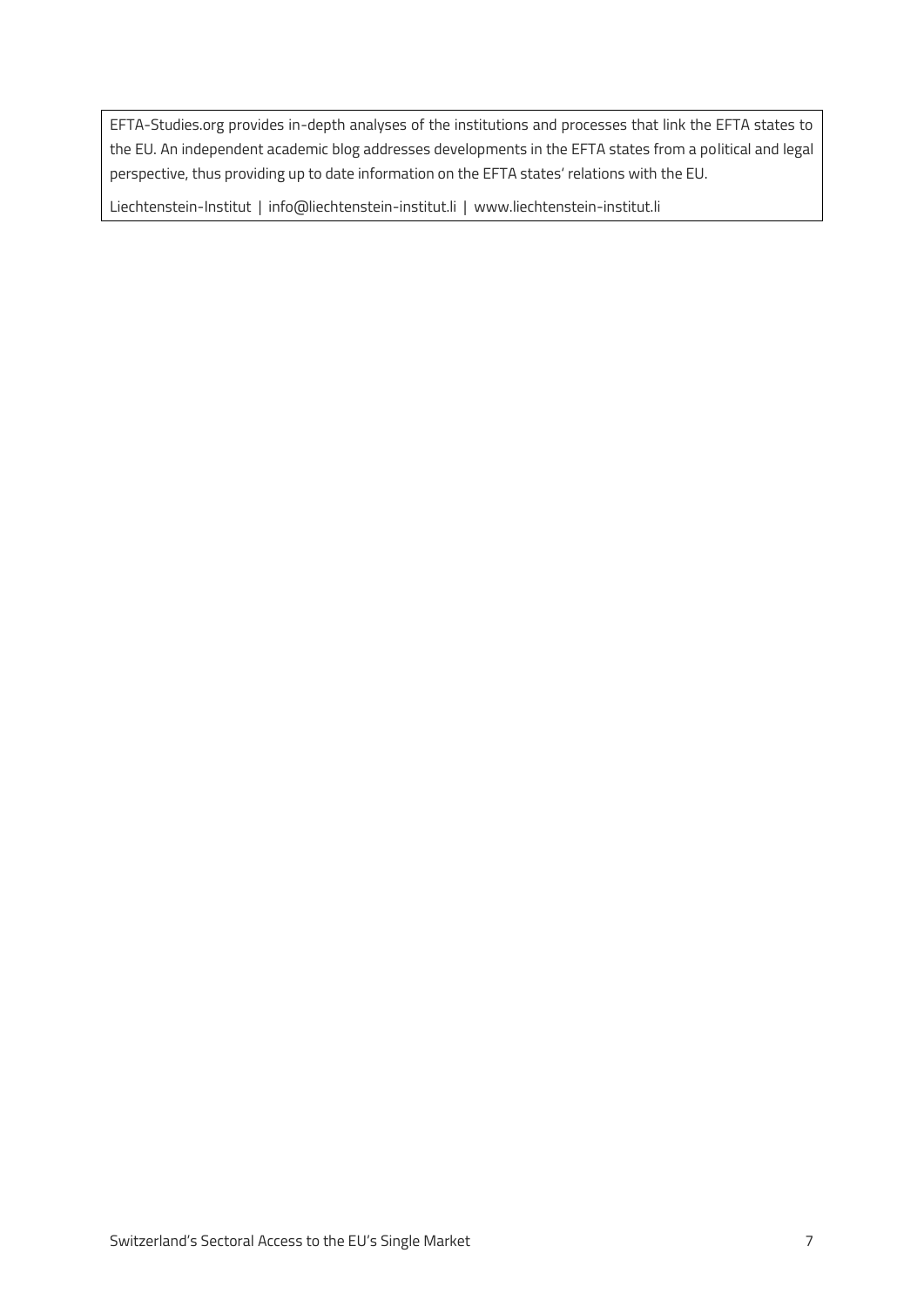EFTA-Studies.org provides in-depth analyses of the institutions and processes that link the EFTA states to the EU. An independent academic blog addresses developments in the EFTA states from a political and legal perspective, thus providing up to date information on the EFTA states' relations with the EU.

Liechtenstein-Institut | info@liechtenstein-institut.li | www.liechtenstein-institut.li